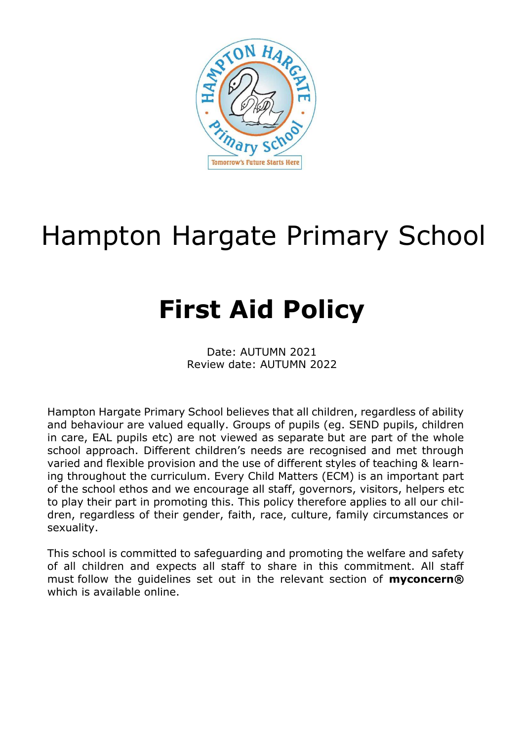# Hampton Hargate Primary School

# First Aid Policy

Date: AUTUMN 2021
Review date: AUTUMN 2022

Hampton Hargate Primary School believes that all children, regardless of ability and behaviour are valued equally. Groups of pupils (eg. SEND pupils, children in care, EAL pupils etc) are not viewed as separate but are part of the whole school approach. Different children's needs are recognised and met through varied and flexible provision and the use of different styles of teaching & learning throughout the curriculum. Every Child Matters (ECM) is an important part of the school ethos and we encourage all staff, governors, visitors, helpers etc to play their part in promoting this. This policy therefore applies to all our children, regardless of their gender, faith, race, culture, family circumstances or sexuality.

This school is committed to safeguarding and promoting the welfare and safety of all children and expects all staff to share in this commitment. All staff must follow the guidelines set out in the relevant section of **myconcern®** which is available online.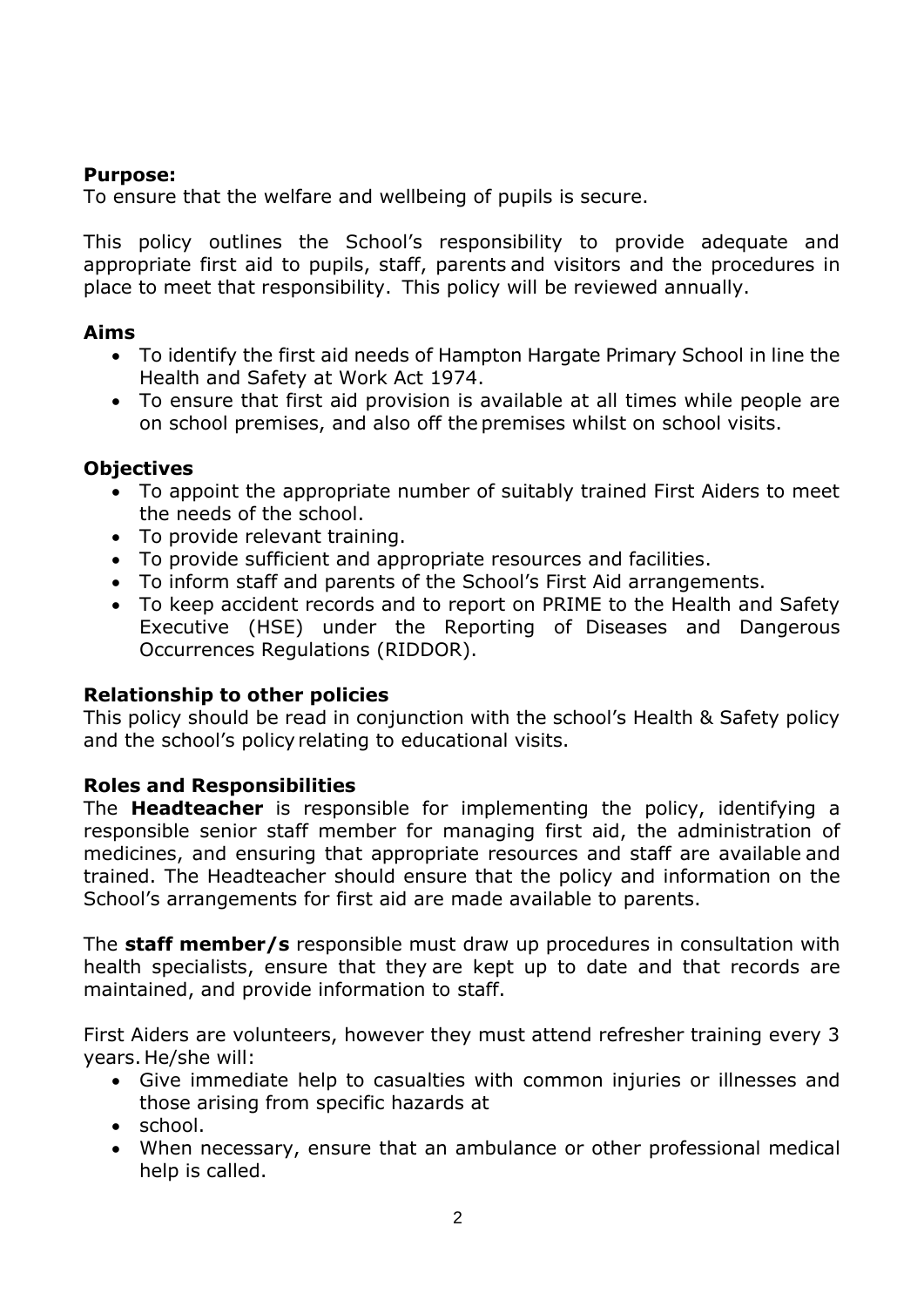**Purpose:**
To ensure that the welfare and wellbeing of pupils is secure.

This policy outlines the School's responsibility to provide adequate and appropriate first aid to pupils, staff, parents and visitors and the procedures in place to meet that responsibility. This policy will be reviewed annually.

**Aims**

- To identify the first aid needs of Hampton Hargate Primary School in line the Health and Safety at Work Act 1974.
- To ensure that first aid provision is available at all times while people are on school premises, and also off the premises whilst on school visits.

**Objectives**

- To appoint the appropriate number of suitably trained First Aiders to meet the needs of the school.
- To provide relevant training.
- To provide sufficient and appropriate resources and facilities.
- To inform staff and parents of the School's First Aid arrangements.
- To keep accident records and to report on PRIME to the Health and Safety Executive (HSE) under the Reporting of Diseases and Dangerous Occurrences Regulations (RIDDOR).

**Relationship to other policies**
This policy should be read in conjunction with the school's Health & Safety policy and the school's policy relating to educational visits.

**Roles and Responsibilities**
The **Headteacher** is responsible for implementing the policy, identifying a responsible senior staff member for managing first aid, the administration of medicines, and ensuring that appropriate resources and staff are available and trained. The Headteacher should ensure that the policy and information on the School's arrangements for first aid are made available to parents.

The **staff member/s** responsible must draw up procedures in consultation with health specialists, ensure that they are kept up to date and that records are maintained, and provide information to staff.

First Aiders are volunteers, however they must attend refresher training every 3 years. He/she will:

- Give immediate help to casualties with common injuries or illnesses and those arising from specific hazards at
- school.
- When necessary, ensure that an ambulance or other professional medical help is called.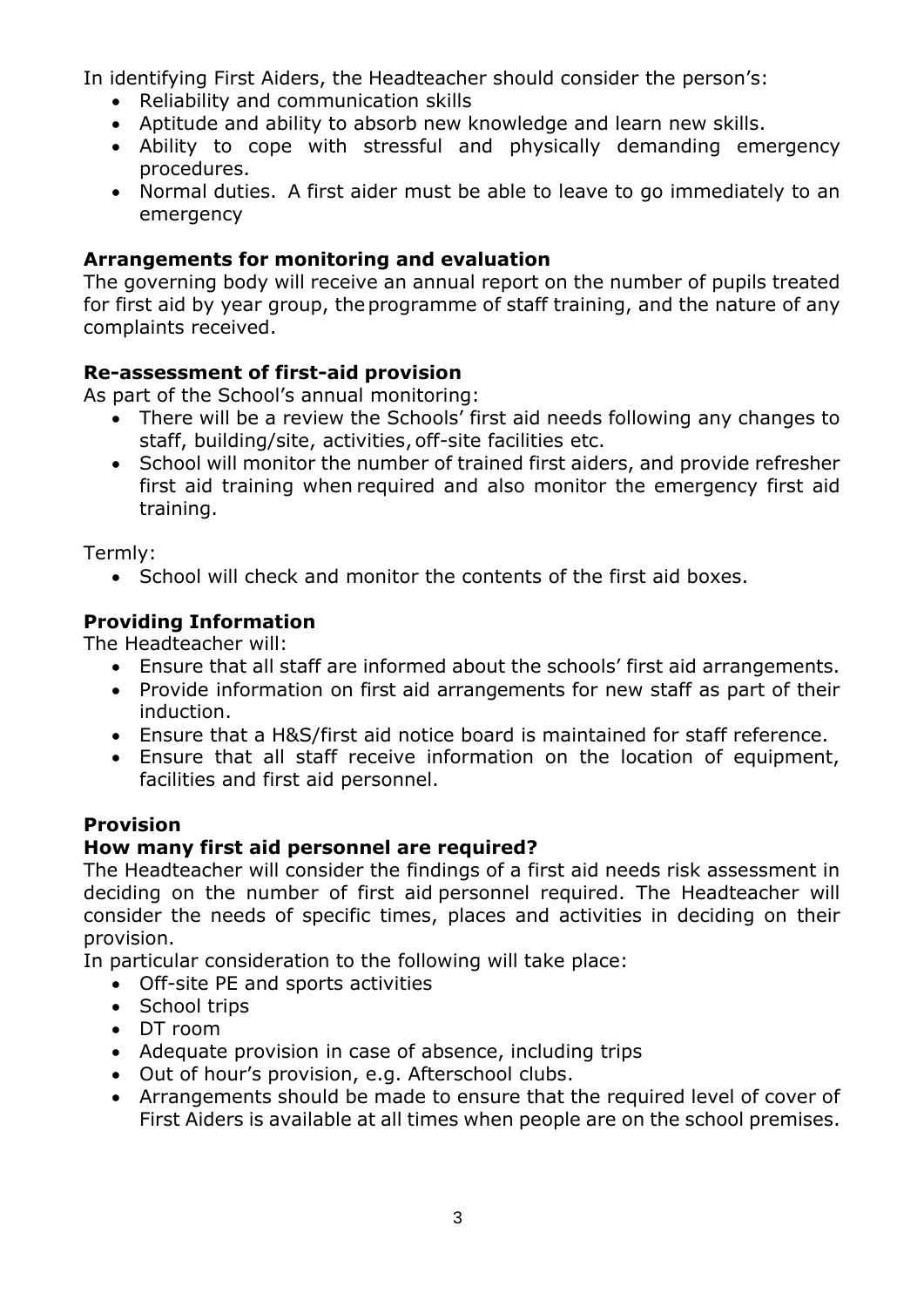In identifying First Aiders, the Headteacher should consider the person's:

- Reliability and communication skills
- Aptitude and ability to absorb new knowledge and learn new skills.
- Ability to cope with stressful and physically demanding emergency procedures.
- Normal duties. A first aider must be able to leave to go immediately to an emergency

**Arrangements for monitoring and evaluation**

The governing body will receive an annual report on the number of pupils treated for first aid by year group, the programme of staff training, and the nature of any complaints received.

**Re-assessment of first-aid provision**

As part of the School's annual monitoring:

- There will be a review the Schools' first aid needs following any changes to staff, building/site, activities, off-site facilities etc.
- School will monitor the number of trained first aiders, and provide refresher first aid training when required and also monitor the emergency first aid training.

Termly:

- School will check and monitor the contents of the first aid boxes.

**Providing Information**

The Headteacher will:

- Ensure that all staff are informed about the schools' first aid arrangements.
- Provide information on first aid arrangements for new staff as part of their induction.
- Ensure that a H&S/first aid notice board is maintained for staff reference.
- Ensure that all staff receive information on the location of equipment, facilities and first aid personnel.

**Provision**

**How many first aid personnel are required?**

The Headteacher will consider the findings of a first aid needs risk assessment in deciding on the number of first aid personnel required. The Headteacher will consider the needs of specific times, places and activities in deciding on their provision.

In particular consideration to the following will take place:

- Off-site PE and sports activities
- School trips
- DT room
- Adequate provision in case of absence, including trips
- Out of hour's provision, e.g. Afterschool clubs.
- Arrangements should be made to ensure that the required level of cover of First Aiders is available at all times when people are on the school premises.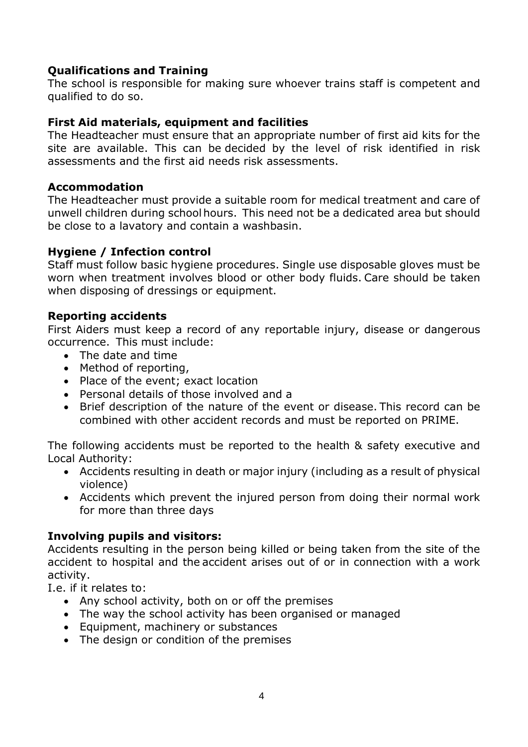## Qualifications and Training

The school is responsible for making sure whoever trains staff is competent and qualified to do so.

## First Aid materials, equipment and facilities

The Headteacher must ensure that an appropriate number of first aid kits for the site are available. This can be decided by the level of risk identified in risk assessments and the first aid needs risk assessments.

## Accommodation

The Headteacher must provide a suitable room for medical treatment and care of unwell children during school hours. This need not be a dedicated area but should be close to a lavatory and contain a washbasin.

## Hygiene / Infection control

Staff must follow basic hygiene procedures. Single use disposable gloves must be worn when treatment involves blood or other body fluids. Care should be taken when disposing of dressings or equipment.

## Reporting accidents

First Aiders must keep a record of any reportable injury, disease or dangerous occurrence. This must include:

- The date and time
- Method of reporting,
- Place of the event; exact location
- Personal details of those involved and a
- Brief description of the nature of the event or disease. This record can be combined with other accident records and must be reported on PRIME.

The following accidents must be reported to the health & safety executive and Local Authority:

- Accidents resulting in death or major injury (including as a result of physical violence)
- Accidents which prevent the injured person from doing their normal work for more than three days

## Involving pupils and visitors:

Accidents resulting in the person being killed or being taken from the site of the accident to hospital and the accident arises out of or in connection with a work activity.

I.e. if it relates to:

- Any school activity, both on or off the premises
- The way the school activity has been organised or managed
- Equipment, machinery or substances
- The design or condition of the premises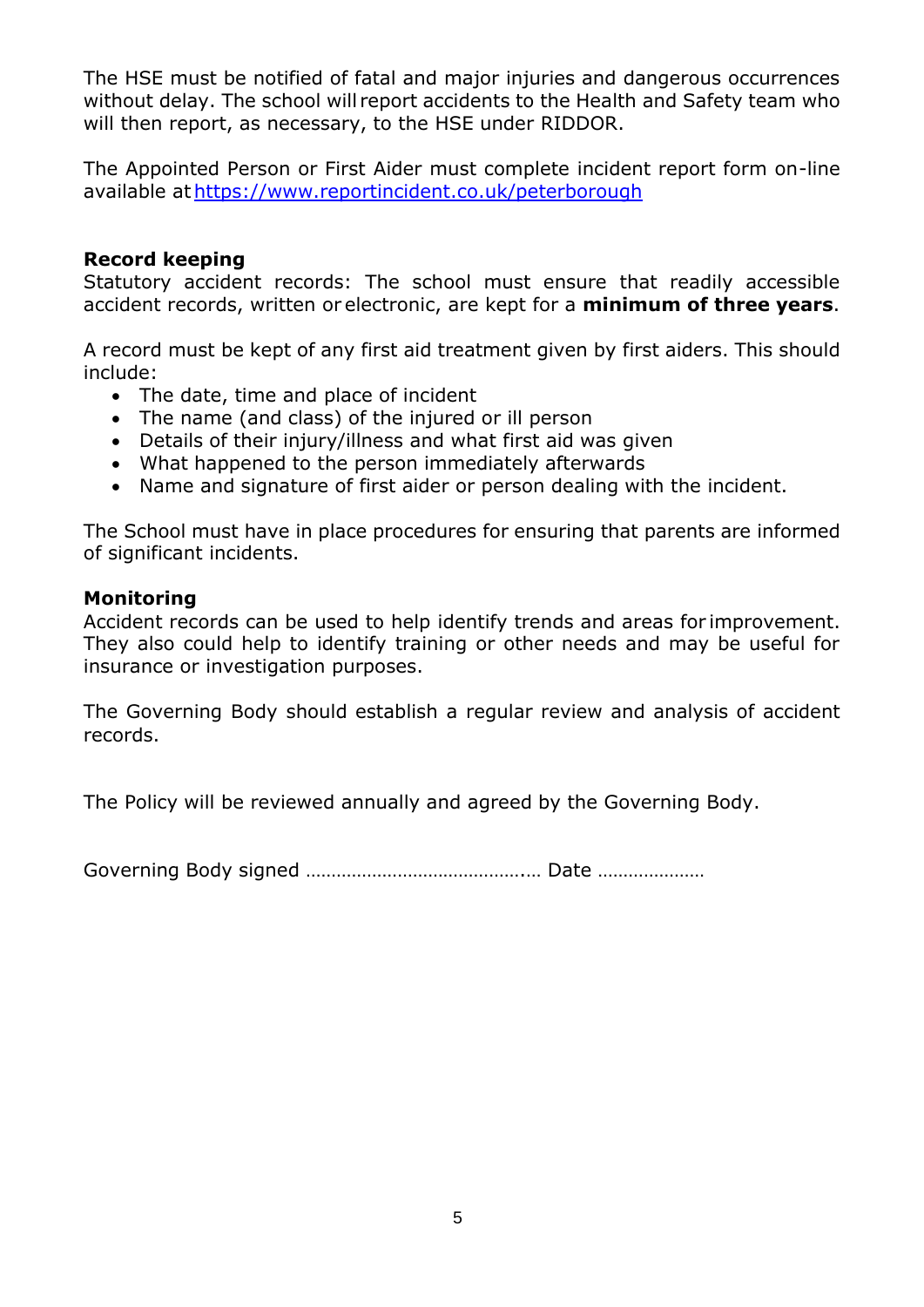The HSE must be notified of fatal and major injuries and dangerous occurrences without delay. The school will report accidents to the Health and Safety team who will then report, as necessary, to the HSE under RIDDOR.

The Appointed Person or First Aider must complete incident report form on-line available at [https://www.reportincident.co.uk/peterborough](https://www.reportincident.co.uk/peterborough)

**Record keeping**
Statutory accident records: The school must ensure that readily accessible accident records, written or electronic, are kept for a **minimum of three years**.

A record must be kept of any first aid treatment given by first aiders. This should include:

- The date, time and place of incident
- The name (and class) of the injured or ill person
- Details of their injury/illness and what first aid was given
- What happened to the person immediately afterwards
- Name and signature of first aider or person dealing with the incident.

The School must have in place procedures for ensuring that parents are informed of significant incidents.

**Monitoring**
Accident records can be used to help identify trends and areas for improvement. They also could help to identify training or other needs and may be useful for insurance or investigation purposes.

The Governing Body should establish a regular review and analysis of accident records.

The Policy will be reviewed annually and agreed by the Governing Body.

Governing Body signed ………………………………….…. Date …………………